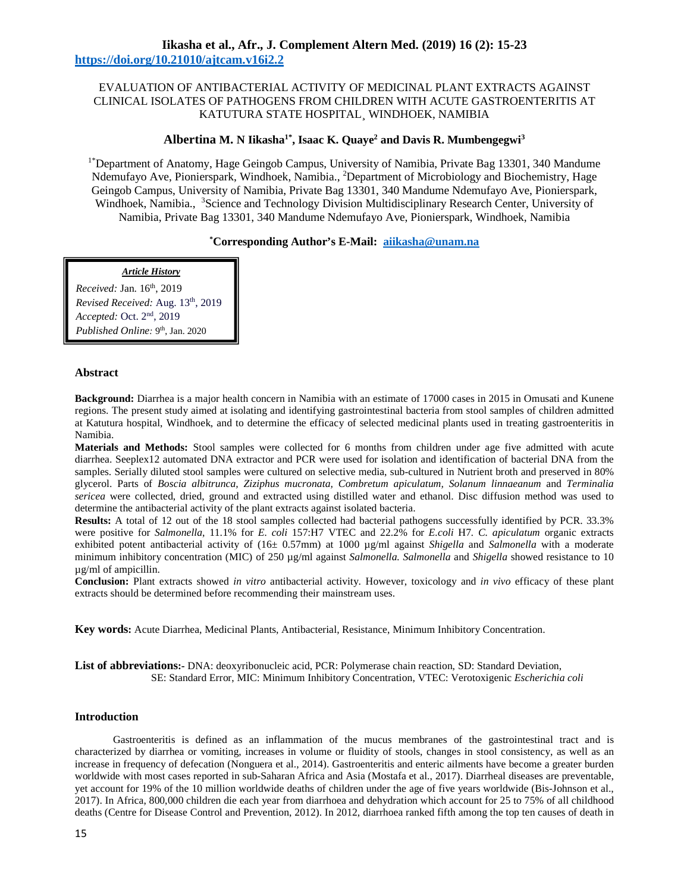# EVALUATION OF ANTIBACTERIAL ACTIVITY OF MEDICINAL PLANT EXTRACTS AGAINST CLINICAL ISOLATES OF PATHOGENS FROM CHILDREN WITH ACUTE GASTROENTERITIS AT KATUTURA STATE HOSPITAL¸ WINDHOEK, NAMIBIA

**Albertina M. N Iikasha[1*], Isaac K. Quaye[2] and Davis R. Mumbengegwi[3]**

[1*]Department of Anatomy, Hage Geingob Campus, University of Namibia, Private Bag 13301, 340 Mandume Ndemufayo Ave, Pionierspark, Windhoek, Namibia., [2]Department of Microbiology and Biochemistry, Hage Geingob Campus, University of Namibia, Private Bag 13301, 340 Mandume Ndemufayo Ave, Pionierspark, Windhoek, Namibia., [3]Science and Technology Division Multidisciplinary Research Center, University of Namibia, Private Bag 13301, 340 Mandume Ndemufayo Ave, Pionierspark, Windhoek, Namibia

**[*]Corresponding Author's E-Mail: aiikasha@unam.na**

***Article History***

*Received:* Jan. 16th, 2019
*Revised Received:* Aug. 13th, 2019
*Accepted:* Oct. 2nd, 2019
*Published Online:* 9th, Jan. 2020

## Abstract

**Background:** Diarrhea is a major health concern in Namibia with an estimate of 17000 cases in 2015 in Omusati and Kunene regions. The present study aimed at isolating and identifying gastrointestinal bacteria from stool samples of children admitted at Katutura hospital, Windhoek, and to determine the efficacy of selected medicinal plants used in treating gastroenteritis in Namibia.

**Materials and Methods:** Stool samples were collected for 6 months from children under age five admitted with acute diarrhea. Seeplex12 automated DNA extractor and PCR were used for isolation and identification of bacterial DNA from the samples. Serially diluted stool samples were cultured on selective media, sub-cultured in Nutrient broth and preserved in 80% glycerol. Parts of *Boscia albitrunca, Ziziphus mucronata, Combretum apiculatum, Solanum linnaeanum* and *Terminalia sericea* were collected, dried, ground and extracted using distilled water and ethanol. Disc diffusion method was used to determine the antibacterial activity of the plant extracts against isolated bacteria.

**Results:** A total of 12 out of the 18 stool samples collected had bacterial pathogens successfully identified by PCR. 33.3% were positive for *Salmonella*, 11.1% for *E. coli* 157:H7 VTEC and 22.2% for *E.coli* H7. *C. apiculatum* organic extracts exhibited potent antibacterial activity of (16± 0.57mm) at 1000 µg/ml against *Shigella* and *Salmonella* with a moderate minimum inhibitory concentration (MIC) of 250 µg/ml against *Salmonella. Salmonella* and *Shigella* showed resistance to 10 µg/ml of ampicillin.

**Conclusion:** Plant extracts showed *in vitro* antibacterial activity. However, toxicology and *in vivo* efficacy of these plant extracts should be determined before recommending their mainstream uses.

**Key words:** Acute Diarrhea, Medicinal Plants, Antibacterial, Resistance, Minimum Inhibitory Concentration.

**List of abbreviations:-** DNA: deoxyribonucleic acid, PCR: Polymerase chain reaction, SD: Standard Deviation, SE: Standard Error, MIC: Minimum Inhibitory Concentration, VTEC: Verotoxigenic *Escherichia coli*

## Introduction

Gastroenteritis is defined as an inflammation of the mucus membranes of the gastrointestinal tract and is characterized by diarrhea or vomiting, increases in volume or fluidity of stools, changes in stool consistency, as well as an increase in frequency of defecation (Nonguera et al., 2014). Gastroenteritis and enteric ailments have become a greater burden worldwide with most cases reported in sub-Saharan Africa and Asia (Mostafa et al., 2017). Diarrheal diseases are preventable, yet account for 19% of the 10 million worldwide deaths of children under the age of five years worldwide (Bis-Johnson et al., 2017). In Africa, 800,000 children die each year from diarrhoea and dehydration which account for 25 to 75% of all childhood deaths (Centre for Disease Control and Prevention, 2012). In 2012, diarrhoea ranked fifth among the top ten causes of death in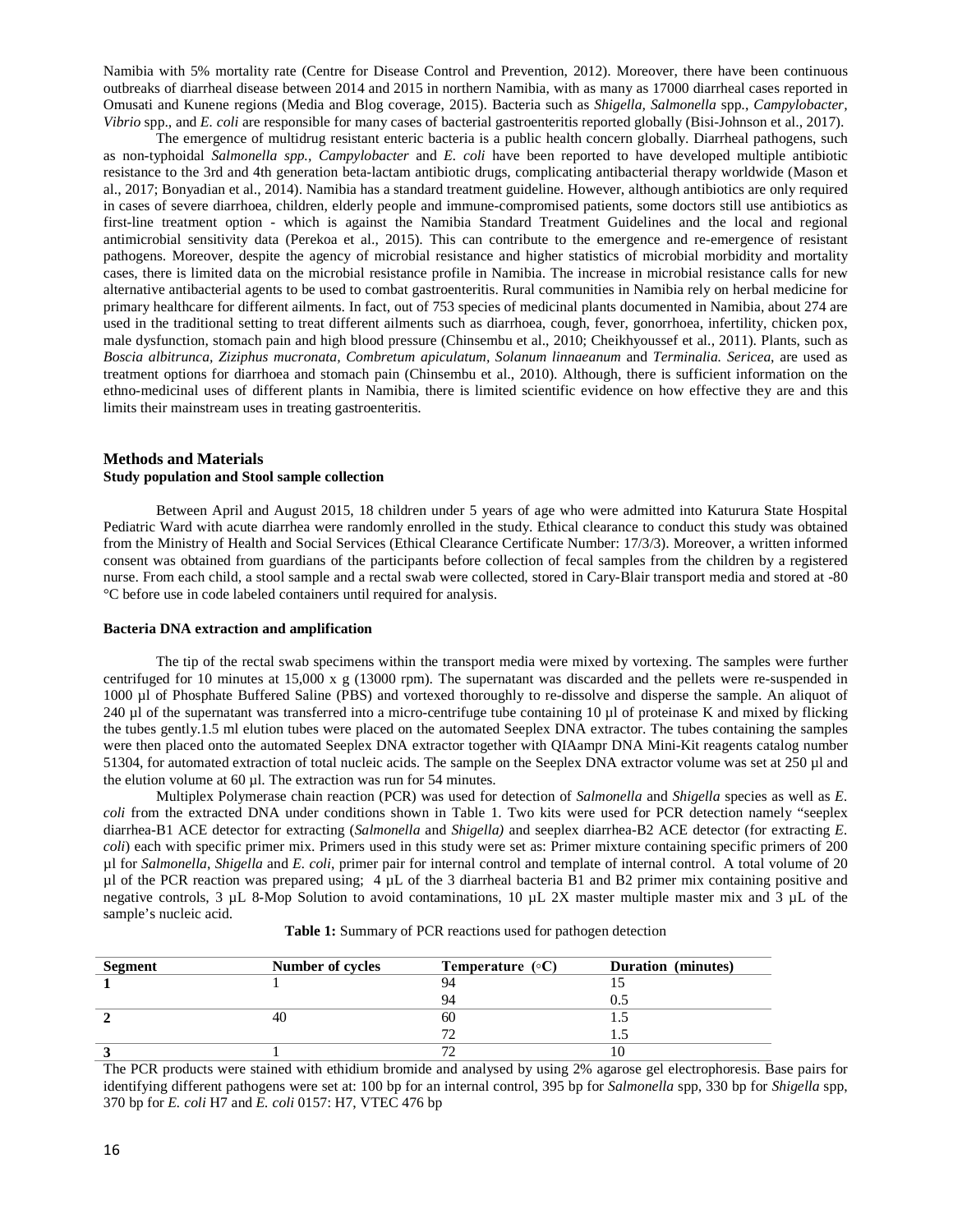Namibia with 5% mortality rate (Centre for Disease Control and Prevention, 2012). Moreover, there have been continuous outbreaks of diarrheal disease between 2014 and 2015 in northern Namibia, with as many as 17000 diarrheal cases reported in Omusati and Kunene regions (Media and Blog coverage, 2015). Bacteria such as *Shigella*, *Salmonella* spp., *Campylobacter*, *Vibrio* spp., and *E. coli* are responsible for many cases of bacterial gastroenteritis reported globally (Bisi-Johnson et al., 2017).

The emergence of multidrug resistant enteric bacteria is a public health concern globally. Diarrheal pathogens, such as non-typhoidal *Salmonella spp.*, *Campylobacter* and *E. coli* have been reported to have developed multiple antibiotic resistance to the 3rd and 4th generation beta-lactam antibiotic drugs, complicating antibacterial therapy worldwide (Mason et al., 2017; Bonyadian et al., 2014). Namibia has a standard treatment guideline. However, although antibiotics are only required in cases of severe diarrhoea, children, elderly people and immune-compromised patients, some doctors still use antibiotics as first-line treatment option - which is against the Namibia Standard Treatment Guidelines and the local and regional antimicrobial sensitivity data (Perekoa et al., 2015). This can contribute to the emergence and re-emergence of resistant pathogens. Moreover, despite the agency of microbial resistance and higher statistics of microbial morbidity and mortality cases, there is limited data on the microbial resistance profile in Namibia. The increase in microbial resistance calls for new alternative antibacterial agents to be used to combat gastroenteritis. Rural communities in Namibia rely on herbal medicine for primary healthcare for different ailments. In fact, out of 753 species of medicinal plants documented in Namibia, about 274 are used in the traditional setting to treat different ailments such as diarrhoea, cough, fever, gonorrhoea, infertility, chicken pox, male dysfunction, stomach pain and high blood pressure (Chinsembu et al., 2010; Cheikhyoussef et al., 2011). Plants, such as *Boscia albitrunca*, *Ziziphus mucronata*, *Combretum apiculatum*, *Solanum linnaeanum* and *Terminalia. Sericea*, are used as treatment options for diarrhoea and stomach pain (Chinsembu et al., 2010). Although, there is sufficient information on the ethno-medicinal uses of different plants in Namibia, there is limited scientific evidence on how effective they are and this limits their mainstream uses in treating gastroenteritis.

## Methods and Materials

### Study population and Stool sample collection

Between April and August 2015, 18 children under 5 years of age who were admitted into Katurura State Hospital Pediatric Ward with acute diarrhea were randomly enrolled in the study. Ethical clearance to conduct this study was obtained from the Ministry of Health and Social Services (Ethical Clearance Certificate Number: 17/3/3). Moreover, a written informed consent was obtained from guardians of the participants before collection of fecal samples from the children by a registered nurse. From each child, a stool sample and a rectal swab were collected, stored in Cary-Blair transport media and stored at -80 °C before use in code labeled containers until required for analysis.

### Bacteria DNA extraction and amplification

The tip of the rectal swab specimens within the transport media were mixed by vortexing. The samples were further centrifuged for 10 minutes at 15,000 x g (13000 rpm). The supernatant was discarded and the pellets were re-suspended in 1000 µl of Phosphate Buffered Saline (PBS) and vortexed thoroughly to re-dissolve and disperse the sample. An aliquot of 240 µl of the supernatant was transferred into a micro-centrifuge tube containing 10 µl of proteinase K and mixed by flicking the tubes gently.1.5 ml elution tubes were placed on the automated Seeplex DNA extractor. The tubes containing the samples were then placed onto the automated Seeplex DNA extractor together with QIAampr DNA Mini-Kit reagents catalog number 51304, for automated extraction of total nucleic acids. The sample on the Seeplex DNA extractor volume was set at 250 µl and the elution volume at 60 µl. The extraction was run for 54 minutes.

Multiplex Polymerase chain reaction (PCR) was used for detection of *Salmonella* and *Shigella* species as well as *E. coli* from the extracted DNA under conditions shown in Table 1. Two kits were used for PCR detection namely "seeplex diarrhea-B1 ACE detector for extracting (*Salmonella* and *Shigella)* and seeplex diarrhea-B2 ACE detector (for extracting *E. coli*) each with specific primer mix. Primers used in this study were set as: Primer mixture containing specific primers of 200 µl for *Salmonella*, *Shigella* and *E. coli*, primer pair for internal control and template of internal control. A total volume of 20 µl of the PCR reaction was prepared using; 4 µL of the 3 diarrheal bacteria B1 and B2 primer mix containing positive and negative controls, 3 µL 8-Mop Solution to avoid contaminations, 10 µL 2X master multiple master mix and 3 µL of the sample's nucleic acid.

**Table 1:** Summary of PCR reactions used for pathogen detection

| Segment | Number of cycles | Temperature (◦C) | Duration (minutes) |
|---|---|---|---|
| **1** | 1 | 94 | 15 |
| | | 94 | 0.5 |
| **2** | 40 | 60 | 1.5 |
| | | 72 | 1.5 |
| **3** | 1 | 72 | 10 |

The PCR products were stained with ethidium bromide and analysed by using 2% agarose gel electrophoresis. Base pairs for identifying different pathogens were set at: 100 bp for an internal control, 395 bp for *Salmonella* spp, 330 bp for *Shigella* spp, 370 bp for *E. coli* H7 and *E. coli* 0157: H7, VTEC 476 bp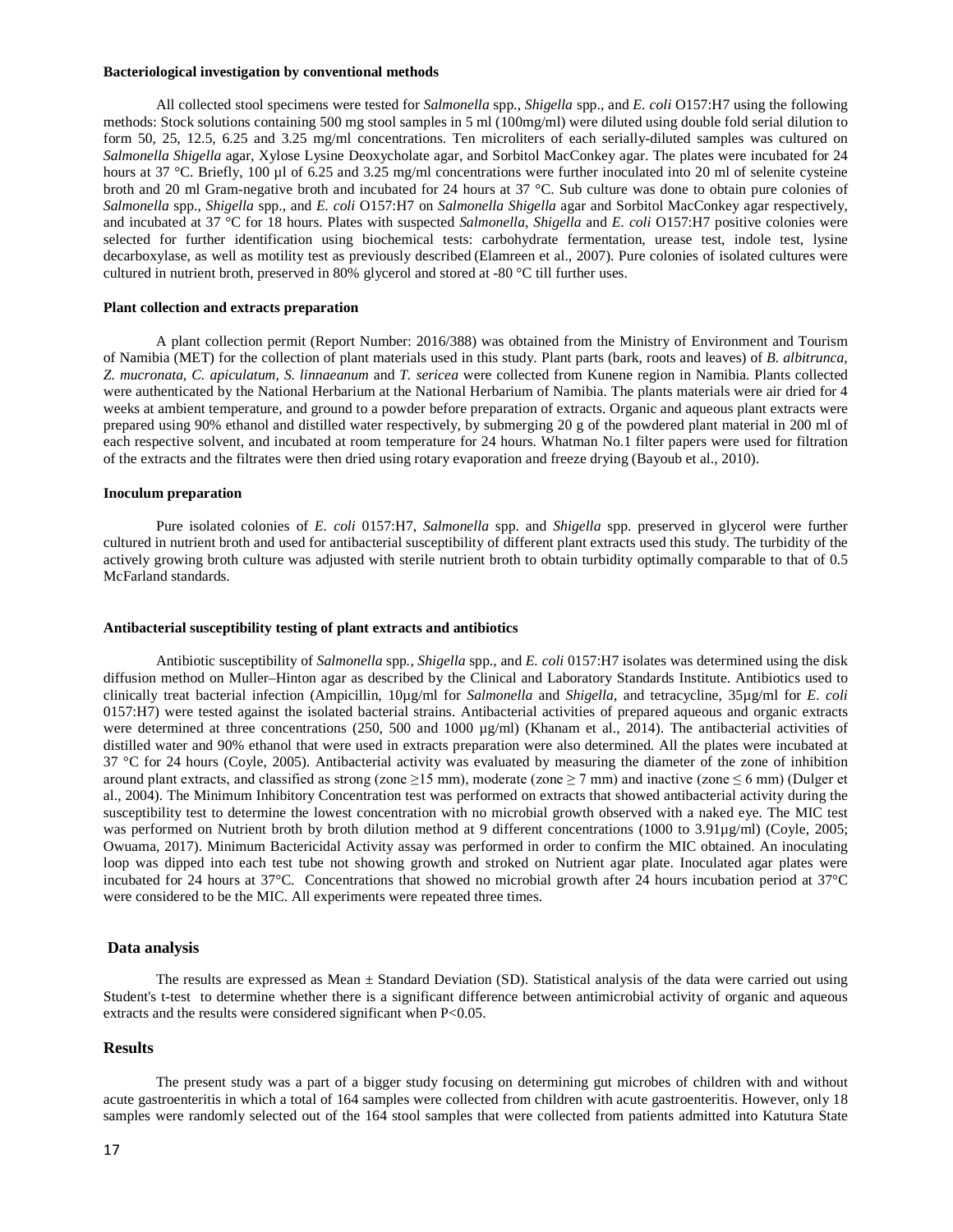#### Bacteriological investigation by conventional methods

All collected stool specimens were tested for *Salmonella* spp., *Shigella* spp., and *E. coli* O157:H7 using the following methods: Stock solutions containing 500 mg stool samples in 5 ml (100mg/ml) were diluted using double fold serial dilution to form 50, 25, 12.5, 6.25 and 3.25 mg/ml concentrations. Ten microliters of each serially-diluted samples was cultured on *Salmonella Shigella* agar, Xylose Lysine Deoxycholate agar, and Sorbitol MacConkey agar. The plates were incubated for 24 hours at 37 °C. Briefly, 100 µl of 6.25 and 3.25 mg/ml concentrations were further inoculated into 20 ml of selenite cysteine broth and 20 ml Gram-negative broth and incubated for 24 hours at 37 °C. Sub culture was done to obtain pure colonies of *Salmonella* spp., *Shigella* spp., and *E. coli* O157:H7 on *Salmonella Shigella* agar and Sorbitol MacConkey agar respectively, and incubated at 37 °C for 18 hours. Plates with suspected *Salmonella*, *Shigella* and *E. coli* O157:H7 positive colonies were selected for further identification using biochemical tests: carbohydrate fermentation, urease test, indole test, lysine decarboxylase, as well as motility test as previously described (Elamreen et al., 2007). Pure colonies of isolated cultures were cultured in nutrient broth, preserved in 80% glycerol and stored at -80 °C till further uses.

#### Plant collection and extracts preparation

A plant collection permit (Report Number: 2016/388) was obtained from the Ministry of Environment and Tourism of Namibia (MET) for the collection of plant materials used in this study. Plant parts (bark, roots and leaves) of *B. albitrunca*, *Z. mucronata*, *C. apiculatum*, *S. linnaeanum* and *T. sericea* were collected from Kunene region in Namibia. Plants collected were authenticated by the National Herbarium at the National Herbarium of Namibia. The plants materials were air dried for 4 weeks at ambient temperature, and ground to a powder before preparation of extracts. Organic and aqueous plant extracts were prepared using 90% ethanol and distilled water respectively, by submerging 20 g of the powdered plant material in 200 ml of each respective solvent, and incubated at room temperature for 24 hours. Whatman No.1 filter papers were used for filtration of the extracts and the filtrates were then dried using rotary evaporation and freeze drying (Bayoub et al., 2010).

#### Inoculum preparation

Pure isolated colonies of *E. coli* 0157:H7, *Salmonella* spp. and *Shigella* spp. preserved in glycerol were further cultured in nutrient broth and used for antibacterial susceptibility of different plant extracts used this study. The turbidity of the actively growing broth culture was adjusted with sterile nutrient broth to obtain turbidity optimally comparable to that of 0.5 McFarland standards.

#### Antibacterial susceptibility testing of plant extracts and antibiotics

Antibiotic susceptibility of *Salmonella* spp*.*, *Shigella* spp., and *E. coli* 0157:H7 isolates was determined using the disk diffusion method on Muller–Hinton agar as described by the Clinical and Laboratory Standards Institute. Antibiotics used to clinically treat bacterial infection (Ampicillin, 10µg/ml for *Salmonella* and *Shigella*, and tetracycline, 35µg/ml for *E. coli* 0157:H7) were tested against the isolated bacterial strains. Antibacterial activities of prepared aqueous and organic extracts were determined at three concentrations (250, 500 and 1000 µg/ml) (Khanam et al., 2014). The antibacterial activities of distilled water and 90% ethanol that were used in extracts preparation were also determined. All the plates were incubated at 37 °C for 24 hours (Coyle, 2005). Antibacterial activity was evaluated by measuring the diameter of the zone of inhibition around plant extracts, and classified as strong (zone ≥15 mm), moderate (zone ≥ 7 mm) and inactive (zone ≤ 6 mm) (Dulger et al., 2004). The Minimum Inhibitory Concentration test was performed on extracts that showed antibacterial activity during the susceptibility test to determine the lowest concentration with no microbial growth observed with a naked eye. The MIC test was performed on Nutrient broth by broth dilution method at 9 different concentrations (1000 to 3.91µg/ml) (Coyle, 2005; Owuama, 2017). Minimum Bactericidal Activity assay was performed in order to confirm the MIC obtained. An inoculating loop was dipped into each test tube not showing growth and stroked on Nutrient agar plate. Inoculated agar plates were incubated for 24 hours at 37°C. Concentrations that showed no microbial growth after 24 hours incubation period at 37°C were considered to be the MIC. All experiments were repeated three times.

### Data analysis

The results are expressed as Mean ± Standard Deviation (SD). Statistical analysis of the data were carried out using Student's t-test to determine whether there is a significant difference between antimicrobial activity of organic and aqueous extracts and the results were considered significant when $P<0.05$.

### Results

The present study was a part of a bigger study focusing on determining gut microbes of children with and without acute gastroenteritis in which a total of 164 samples were collected from children with acute gastroenteritis. However, only 18 samples were randomly selected out of the 164 stool samples that were collected from patients admitted into Katutura State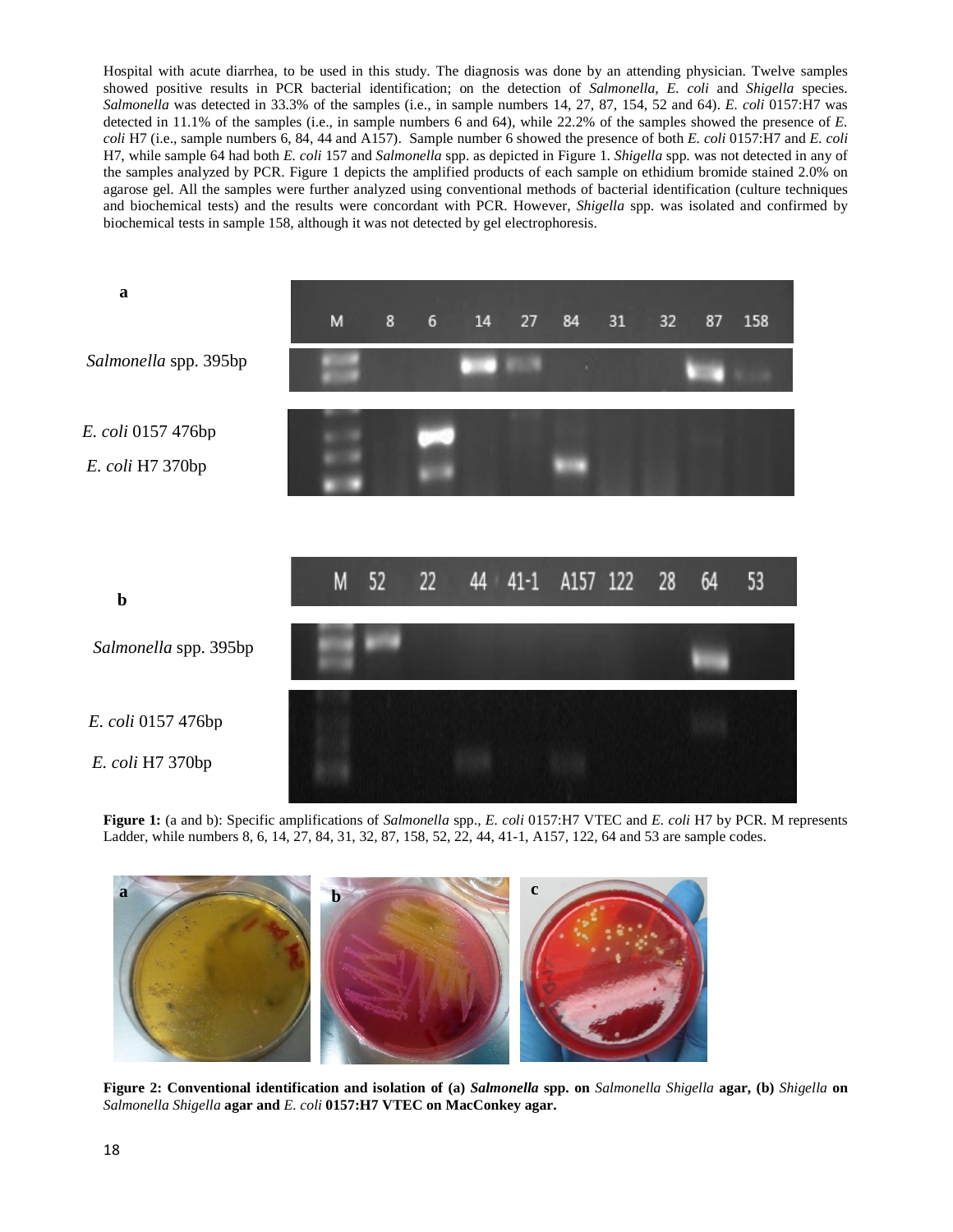Hospital with acute diarrhea, to be used in this study. The diagnosis was done by an attending physician. Twelve samples showed positive results in PCR bacterial identification; on the detection of *Salmonella, E. coli* and *Shigella* species. *Salmonella* was detected in 33.3% of the samples (i.e., in sample numbers 14, 27, 87, 154, 52 and 64). *E. coli* 0157:H7 was detected in 11.1% of the samples (i.e., in sample numbers 6 and 64), while 22.2% of the samples showed the presence of *E. coli* H7 (i.e., sample numbers 6, 84, 44 and A157). Sample number 6 showed the presence of both *E. coli* 0157:H7 and *E. coli* H7, while sample 64 had both *E. coli* 157 and *Salmonella* spp. as depicted in Figure 1. *Shigella* spp. was not detected in any of the samples analyzed by PCR. Figure 1 depicts the amplified products of each sample on ethidium bromide stained 2.0% on agarose gel. All the samples were further analyzed using conventional methods of bacterial identification (culture techniques and biochemical tests) and the results were concordant with PCR. However, *Shigella* spp. was isolated and confirmed by biochemical tests in sample 158, although it was not detected by gel electrophoresis.

**Figure 1:** (a and b): Specific amplifications of *Salmonella* spp., *E. coli* 0157:H7 VTEC and *E. coli* H7 by PCR. M represents Ladder, while numbers 8, 6, 14, 27, 84, 31, 32, 87, 158, 52, 22, 44, 41-1, A157, 122, 64 and 53 are sample codes.

**Figure 2: Conventional identification and isolation of (a) *Salmonella* spp. on** *Salmonella Shigella* **agar, (b)** *Shigella* **on** *Salmonella Shigella* **agar and** *E. coli* **0157:H7 VTEC on MacConkey agar.**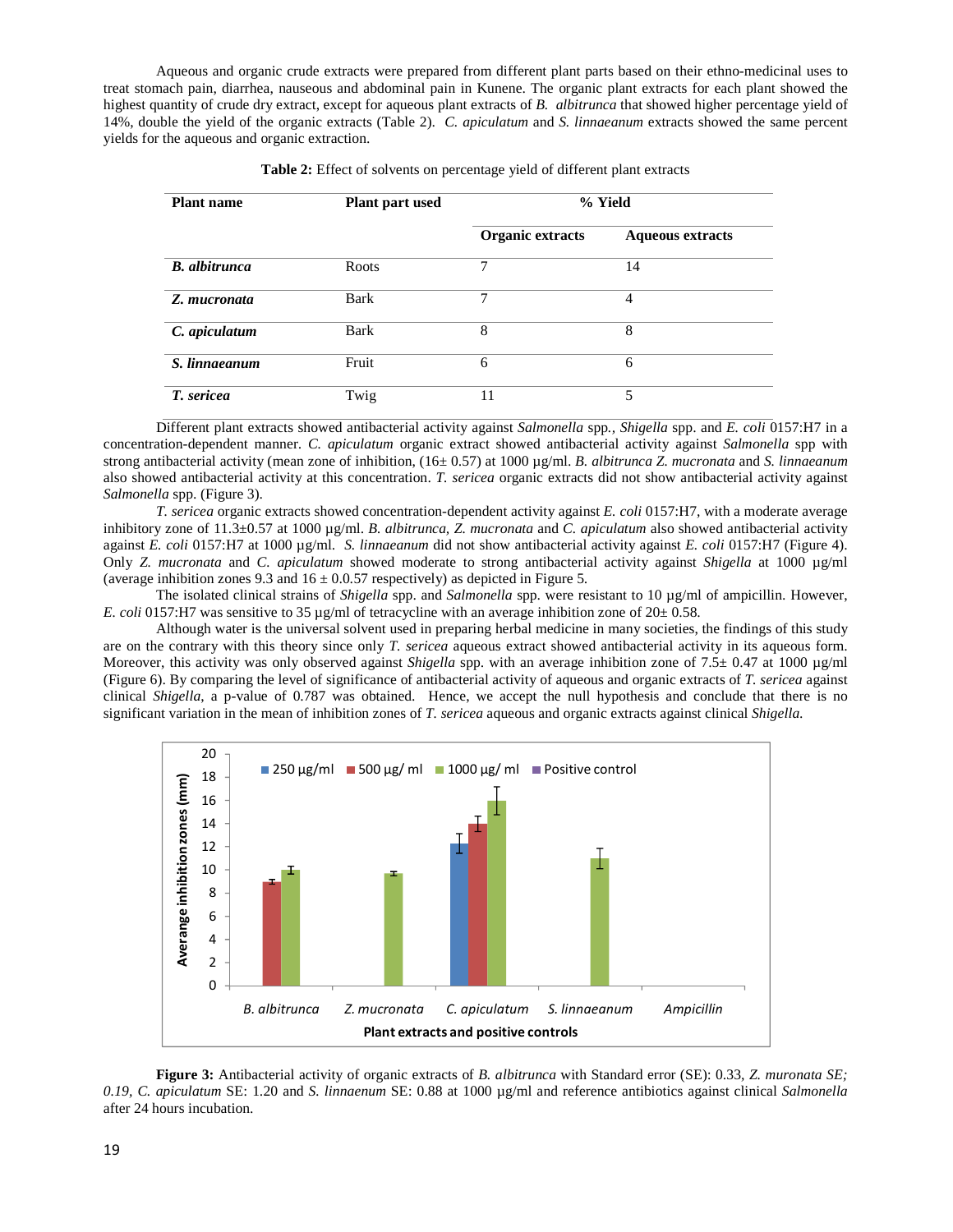Aqueous and organic crude extracts were prepared from different plant parts based on their ethno-medicinal uses to treat stomach pain, diarrhea, nauseous and abdominal pain in Kunene. The organic plant extracts for each plant showed the highest quantity of crude dry extract, except for aqueous plant extracts of *B. albitrunca* that showed higher percentage yield of 14%, double the yield of the organic extracts (Table 2). *C. apiculatum* and *S. linnaeanum* extracts showed the same percent yields for the aqueous and organic extraction.

**Table 2:** Effect of solvents on percentage yield of different plant extracts

| Plant name | Plant part used | % Yield | |
|---|---|---|---|
| | | Organic extracts | Aqueous extracts |
| ***B. albitrunca*** | Roots | 7 | 14 |
| ***Z. mucronata*** | Bark | 7 | 4 |
| ***C. apiculatum*** | Bark | 8 | 8 |
| ***S. linnaeanum*** | Fruit | 6 | 6 |
| ***T. sericea*** | Twig | 11 | 5 |

Different plant extracts showed antibacterial activity against *Salmonella* spp*.*, *Shigella* spp. and *E. coli* 0157:H7 in a concentration-dependent manner. *C. apiculatum* organic extract showed antibacterial activity against *Salmonella* spp with strong antibacterial activity (mean zone of inhibition, (16± 0.57) at 1000 µg/ml. *B. albitrunca Z. mucronata* and *S. linnaeanum* also showed antibacterial activity at this concentration. *T. sericea* organic extracts did not show antibacterial activity against *Salmonella* spp. (Figure 3).

*T. sericea* organic extracts showed concentration-dependent activity against *E. coli* 0157:H7, with a moderate average inhibitory zone of 11.3±0.57 at 1000 µg/ml. *B. albitrunca*, *Z. mucronata* and *C. apiculatum* also showed antibacterial activity against *E. coli* 0157:H7 at 1000 µg/ml. *S. linnaeanum* did not show antibacterial activity against *E. coli* 0157:H7 (Figure 4). Only *Z. mucronata* and *C. apiculatum* showed moderate to strong antibacterial activity against *Shigella* at 1000 µg/ml (average inhibition zones 9.3 and 16 ± 0.0.57 respectively) as depicted in Figure 5.

The isolated clinical strains of *Shigella* spp. and *Salmonella* spp. were resistant to 10 µg/ml of ampicillin. However, *E. coli* 0157:H7 was sensitive to 35 µg/ml of tetracycline with an average inhibition zone of 20± 0.58.

Although water is the universal solvent used in preparing herbal medicine in many societies, the findings of this study are on the contrary with this theory since only *T. sericea* aqueous extract showed antibacterial activity in its aqueous form. Moreover, this activity was only observed against *Shigella* spp. with an average inhibition zone of 7.5± 0.47 at 1000 µg/ml (Figure 6). By comparing the level of significance of antibacterial activity of aqueous and organic extracts of *T. sericea* against clinical *Shigella*, a p-value of 0.787 was obtained. Hence, we accept the null hypothesis and conclude that there is no significant variation in the mean of inhibition zones of *T. sericea* aqueous and organic extracts against clinical *Shigella.*

**Figure 3:** Antibacterial activity of organic extracts of *B. albitrunca* with Standard error (SE): 0.33, *Z. muronata SE; 0.19, C. apiculatum* SE: 1.20 and *S. linnaenum* SE: 0.88 at 1000 µg/ml and reference antibiotics against clinical *Salmonella* after 24 hours incubation.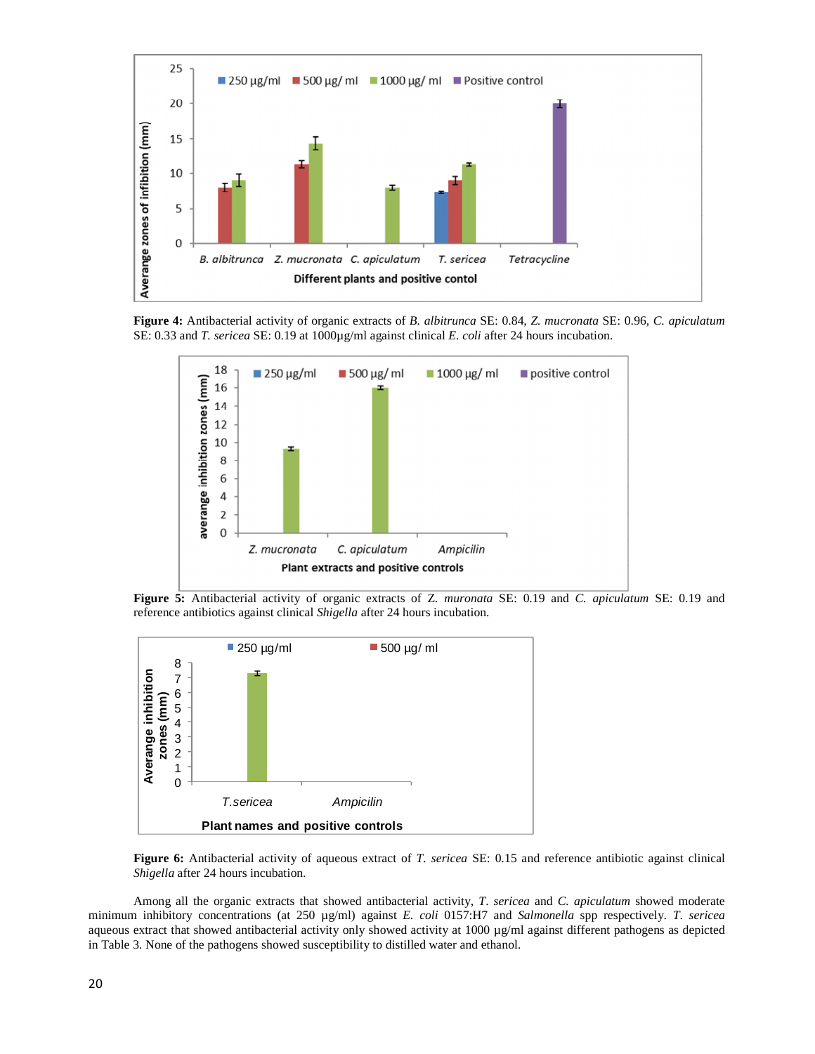**Figure 4:** Antibacterial activity of organic extracts of *B. albitrunca* SE: 0.84, *Z. mucronata* SE: 0.96, *C. apiculatum* SE: 0.33 and *T. sericea* SE: 0.19 at 1000µg/ml against clinical *E. coli* after 24 hours incubation.

**Figure 5:** Antibacterial activity of organic extracts of *Z. muronata* SE: 0.19 and *C. apiculatum* SE: 0.19 and reference antibiotics against clinical *Shigella* after 24 hours incubation.

**Figure 6:** Antibacterial activity of aqueous extract of *T. sericea* SE: 0.15 and reference antibiotic against clinical *Shigella* after 24 hours incubation.

Among all the organic extracts that showed antibacterial activity, *T. sericea* and *C. apiculatum* showed moderate minimum inhibitory concentrations (at 250 µg/ml) against *E. coli* 0157:H7 and *Salmonella* spp respectively. *T. sericea* aqueous extract that showed antibacterial activity only showed activity at 1000 µg/ml against different pathogens as depicted in Table 3. None of the pathogens showed susceptibility to distilled water and ethanol.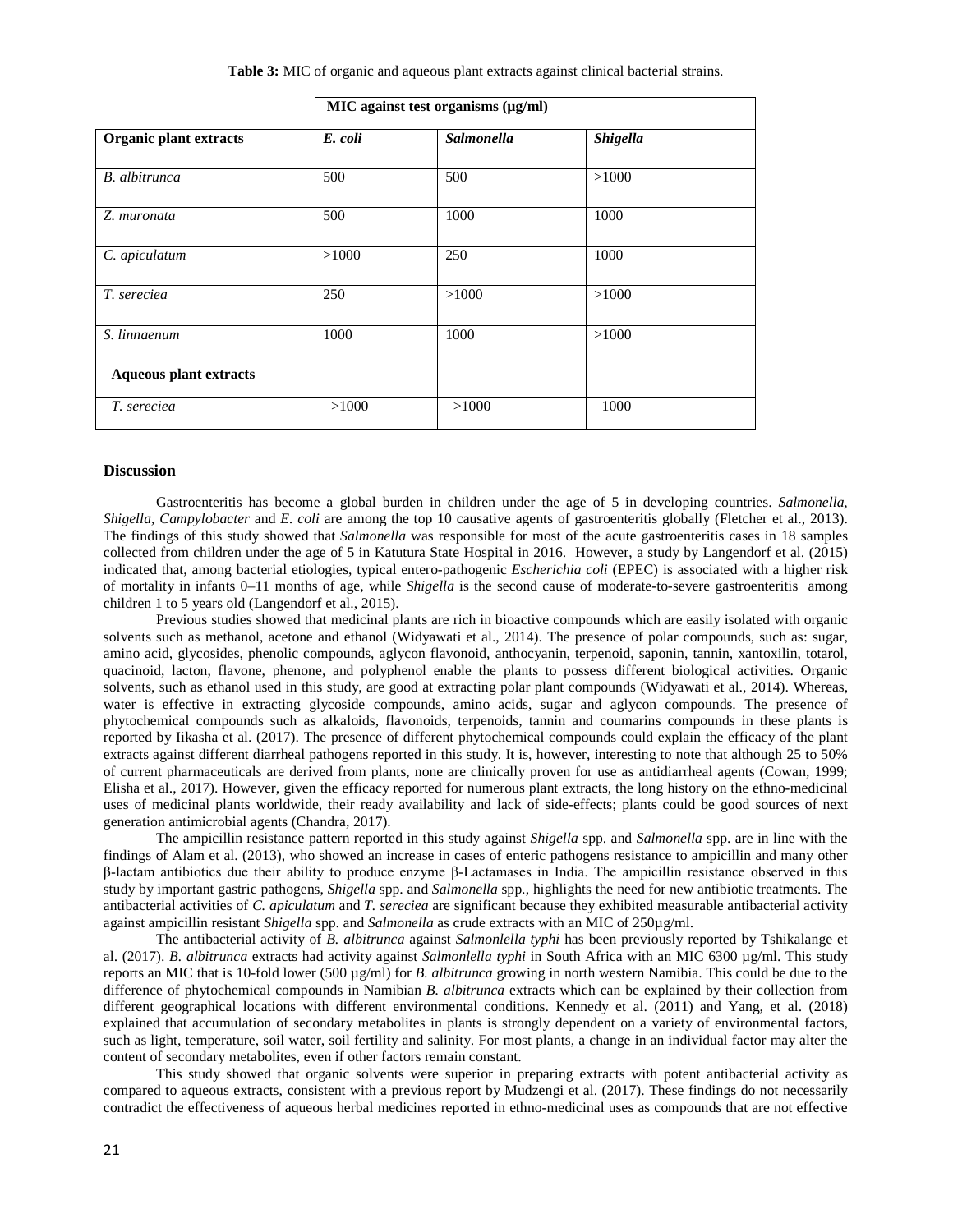**Table 3:** MIC of organic and aqueous plant extracts against clinical bacterial strains.

| | **MIC against test organisms (µg/ml)** | | |
|---|---|---|---|
| **Organic plant extracts** | ***E. coli*** | ***Salmonella*** | ***Shigella*** |
| *B. albitrunca* | 500 | 500 | >1000 |
| *Z. muronata* | 500 | 1000 | 1000 |
| *C. apiculatum* | >1000 | 250 | 1000 |
| *T. sereciea* | 250 | >1000 | >1000 |
| *S. linnaenum* | 1000 | 1000 | >1000 |
| **Aqueous plant extracts** | | | |
| *T. sereciea* | >1000 | >1000 | 1000 |

## Discussion

Gastroenteritis has become a global burden in children under the age of 5 in developing countries. *Salmonella*, *Shigella*, *Campylobacter* and *E. coli* are among the top 10 causative agents of gastroenteritis globally (Fletcher et al., 2013). The findings of this study showed that *Salmonella* was responsible for most of the acute gastroenteritis cases in 18 samples collected from children under the age of 5 in Katutura State Hospital in 2016. However, a study by Langendorf et al. (2015) indicated that, among bacterial etiologies, typical entero-pathogenic *Escherichia coli* (EPEC) is associated with a higher risk of mortality in infants 0–11 months of age, while *Shigella* is the second cause of moderate-to-severe gastroenteritis among children 1 to 5 years old (Langendorf et al., 2015).

Previous studies showed that medicinal plants are rich in bioactive compounds which are easily isolated with organic solvents such as methanol, acetone and ethanol (Widyawati et al., 2014). The presence of polar compounds, such as: sugar, amino acid, glycosides, phenolic compounds, aglycon flavonoid, anthocyanin, terpenoid, saponin, tannin, xantoxilin, totarol, quacinoid, lacton, flavone, phenone, and polyphenol enable the plants to possess different biological activities. Organic solvents, such as ethanol used in this study, are good at extracting polar plant compounds (Widyawati et al., 2014). Whereas, water is effective in extracting glycoside compounds, amino acids, sugar and aglycon compounds. The presence of phytochemical compounds such as alkaloids, flavonoids, terpenoids, tannin and coumarins compounds in these plants is reported by Iikasha et al. (2017). The presence of different phytochemical compounds could explain the efficacy of the plant extracts against different diarrheal pathogens reported in this study. It is, however, interesting to note that although 25 to 50% of current pharmaceuticals are derived from plants, none are clinically proven for use as antidiarrheal agents (Cowan, 1999; Elisha et al., 2017). However, given the efficacy reported for numerous plant extracts, the long history on the ethno-medicinal uses of medicinal plants worldwide, their ready availability and lack of side-effects; plants could be good sources of next generation antimicrobial agents (Chandra, 2017).

The ampicillin resistance pattern reported in this study against *Shigella* spp. and *Salmonella* spp. are in line with the findings of Alam et al. (2013), who showed an increase in cases of enteric pathogens resistance to ampicillin and many other β-lactam antibiotics due their ability to produce enzyme β-Lactamases in India. The ampicillin resistance observed in this study by important gastric pathogens, *Shigella* spp. and *Salmonella* spp., highlights the need for new antibiotic treatments. The antibacterial activities of *C. apiculatum* and *T. sereciea* are significant because they exhibited measurable antibacterial activity against ampicillin resistant *Shigella* spp. and *Salmonella* as crude extracts with an MIC of 250µg/ml.

The antibacterial activity of *B. albitrunca* against *Salmonlella typhi* has been previously reported by Tshikalange et al. (2017). *B. albitrunca* extracts had activity against *Salmonlella typhi* in South Africa with an MIC 6300 µg/ml. This study reports an MIC that is 10-fold lower (500 µg/ml) for *B. albitrunca* growing in north western Namibia. This could be due to the difference of phytochemical compounds in Namibian *B. albitrunca* extracts which can be explained by their collection from different geographical locations with different environmental conditions. Kennedy et al. (2011) and Yang, et al. (2018) explained that accumulation of secondary metabolites in plants is strongly dependent on a variety of environmental factors, such as light, temperature, soil water, soil fertility and salinity. For most plants, a change in an individual factor may alter the content of secondary metabolites, even if other factors remain constant.

This study showed that organic solvents were superior in preparing extracts with potent antibacterial activity as compared to aqueous extracts, consistent with a previous report by Mudzengi et al. (2017). These findings do not necessarily contradict the effectiveness of aqueous herbal medicines reported in ethno-medicinal uses as compounds that are not effective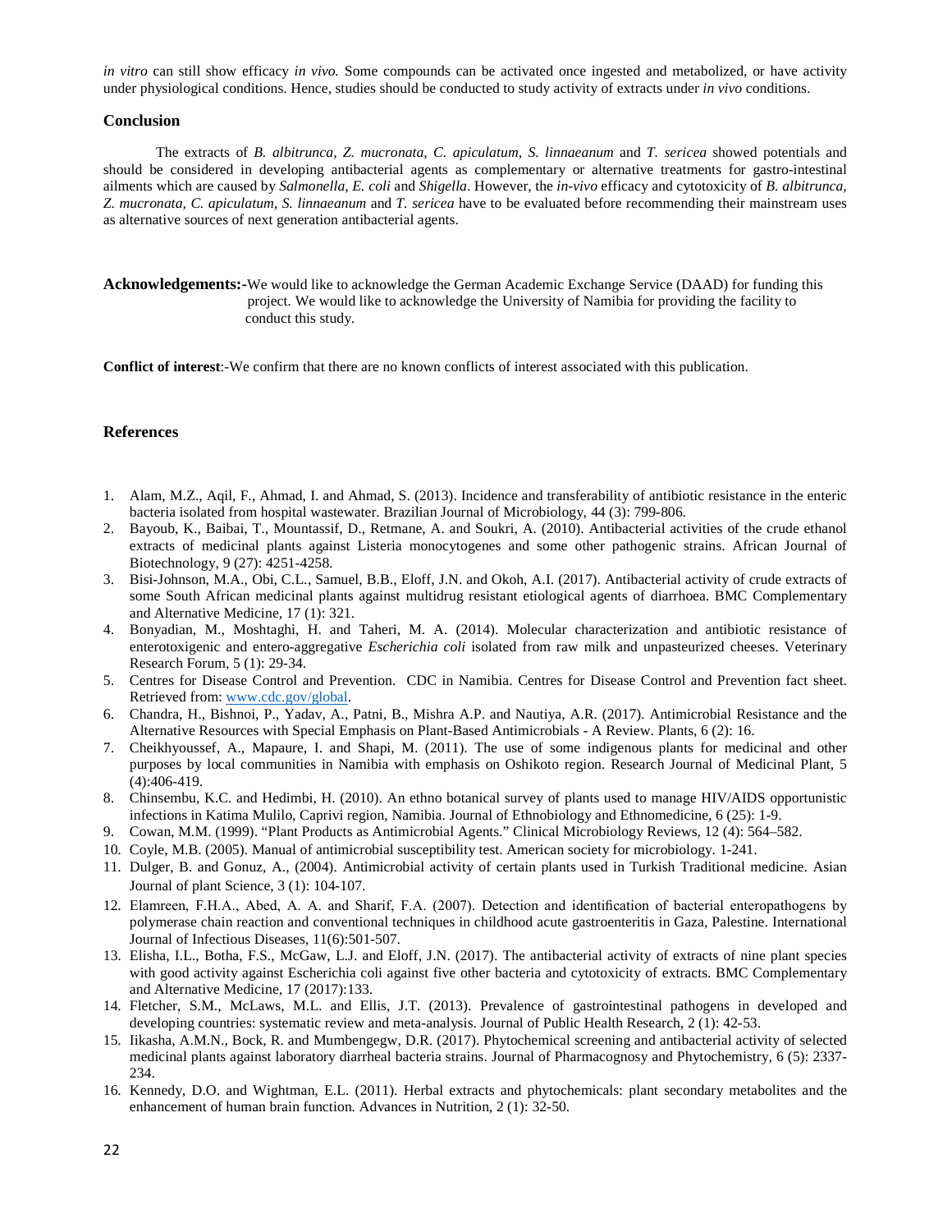*in vitro* can still show efficacy *in vivo.* Some compounds can be activated once ingested and metabolized, or have activity under physiological conditions. Hence, studies should be conducted to study activity of extracts under *in vivo* conditions.

## Conclusion

The extracts of *B. albitrunca, Z. mucronata, C. apiculatum, S. linnaeanum* and *T. sericea* showed potentials and should be considered in developing antibacterial agents as complementary or alternative treatments for gastro-intestinal ailments which are caused by *Salmonella*, *E. coli* and *Shigella*. However, the *in-vivo* efficacy and cytotoxicity of *B. albitrunca, Z. mucronata, C. apiculatum, S. linnaeanum* and *T. sericea* have to be evaluated before recommending their mainstream uses as alternative sources of next generation antibacterial agents.

**Acknowledgements:-**We would like to acknowledge the German Academic Exchange Service (DAAD) for funding this project. We would like to acknowledge the University of Namibia for providing the facility to conduct this study.

**Conflict of interest**:-We confirm that there are no known conflicts of interest associated with this publication.

## References

1. Alam, M.Z., Aqil, F., Ahmad, I. and Ahmad, S. (2013). Incidence and transferability of antibiotic resistance in the enteric bacteria isolated from hospital wastewater. Brazilian Journal of Microbiology, 44 (3): 799-806.
2. Bayoub, K., Baibai, T., Mountassif, D., Retmane, A. and Soukri, A. (2010). Antibacterial activities of the crude ethanol extracts of medicinal plants against Listeria monocytogenes and some other pathogenic strains. African Journal of Biotechnology, 9 (27): 4251-4258.
3. Bisi-Johnson, M.A., Obi, C.L., Samuel, B.B., Eloff, J.N. and Okoh, A.I. (2017). Antibacterial activity of crude extracts of some South African medicinal plants against multidrug resistant etiological agents of diarrhoea. BMC Complementary and Alternative Medicine, 17 (1): 321.
4. Bonyadian, M., Moshtaghi, H. and Taheri, M. A. (2014). Molecular characterization and antibiotic resistance of enterotoxigenic and entero-aggregative *Escherichia coli* isolated from raw milk and unpasteurized cheeses. Veterinary Research Forum, 5 (1): 29-34.
5. Centres for Disease Control and Prevention. CDC in Namibia. Centres for Disease Control and Prevention fact sheet. Retrieved from: www.cdc.gov/global.
6. Chandra, H., Bishnoi, P., Yadav, A., Patni, B., Mishra A.P. and Nautiya, A.R. (2017). Antimicrobial Resistance and the Alternative Resources with Special Emphasis on Plant-Based Antimicrobials - A Review. Plants, 6 (2): 16.
7. Cheikhyoussef, A., Mapaure, I. and Shapi, M. (2011). The use of some indigenous plants for medicinal and other purposes by local communities in Namibia with emphasis on Oshikoto region. Research Journal of Medicinal Plant, 5 (4):406-419.
8. Chinsembu, K.C. and Hedimbi, H. (2010). An ethno botanical survey of plants used to manage HIV/AIDS opportunistic infections in Katima Mulilo, Caprivi region, Namibia. Journal of Ethnobiology and Ethnomedicine, 6 (25): 1-9.
9. Cowan, M.M. (1999). "Plant Products as Antimicrobial Agents." Clinical Microbiology Reviews, 12 (4): 564–582.
10. Coyle, M.B. (2005). Manual of antimicrobial susceptibility test. American society for microbiology. 1-241.
11. Dulger, B. and Gonuz, A., (2004). Antimicrobial activity of certain plants used in Turkish Traditional medicine. Asian Journal of plant Science, 3 (1): 104-107.
12. Elamreen, F.H.A., Abed, A. A. and Sharif, F.A. (2007). Detection and identification of bacterial enteropathogens by polymerase chain reaction and conventional techniques in childhood acute gastroenteritis in Gaza, Palestine. International Journal of Infectious Diseases, 11(6):501-507.
13. Elisha, I.L., Botha, F.S., McGaw, L.J. and Eloff, J.N. (2017). The antibacterial activity of extracts of nine plant species with good activity against Escherichia coli against five other bacteria and cytotoxicity of extracts. BMC Complementary and Alternative Medicine, 17 (2017):133.
14. Fletcher, S.M., McLaws, M.L. and Ellis, J.T. (2013). Prevalence of gastrointestinal pathogens in developed and developing countries: systematic review and meta-analysis. Journal of Public Health Research, 2 (1): 42-53.
15. Iikasha, A.M.N., Bock, R. and Mumbengegw, D.R. (2017). Phytochemical screening and antibacterial activity of selected medicinal plants against laboratory diarrheal bacteria strains. Journal of Pharmacognosy and Phytochemistry, 6 (5): 2337-234.
16. Kennedy, D.O. and Wightman, E.L. (2011). Herbal extracts and phytochemicals: plant secondary metabolites and the enhancement of human brain function. Advances in Nutrition, 2 (1): 32-50.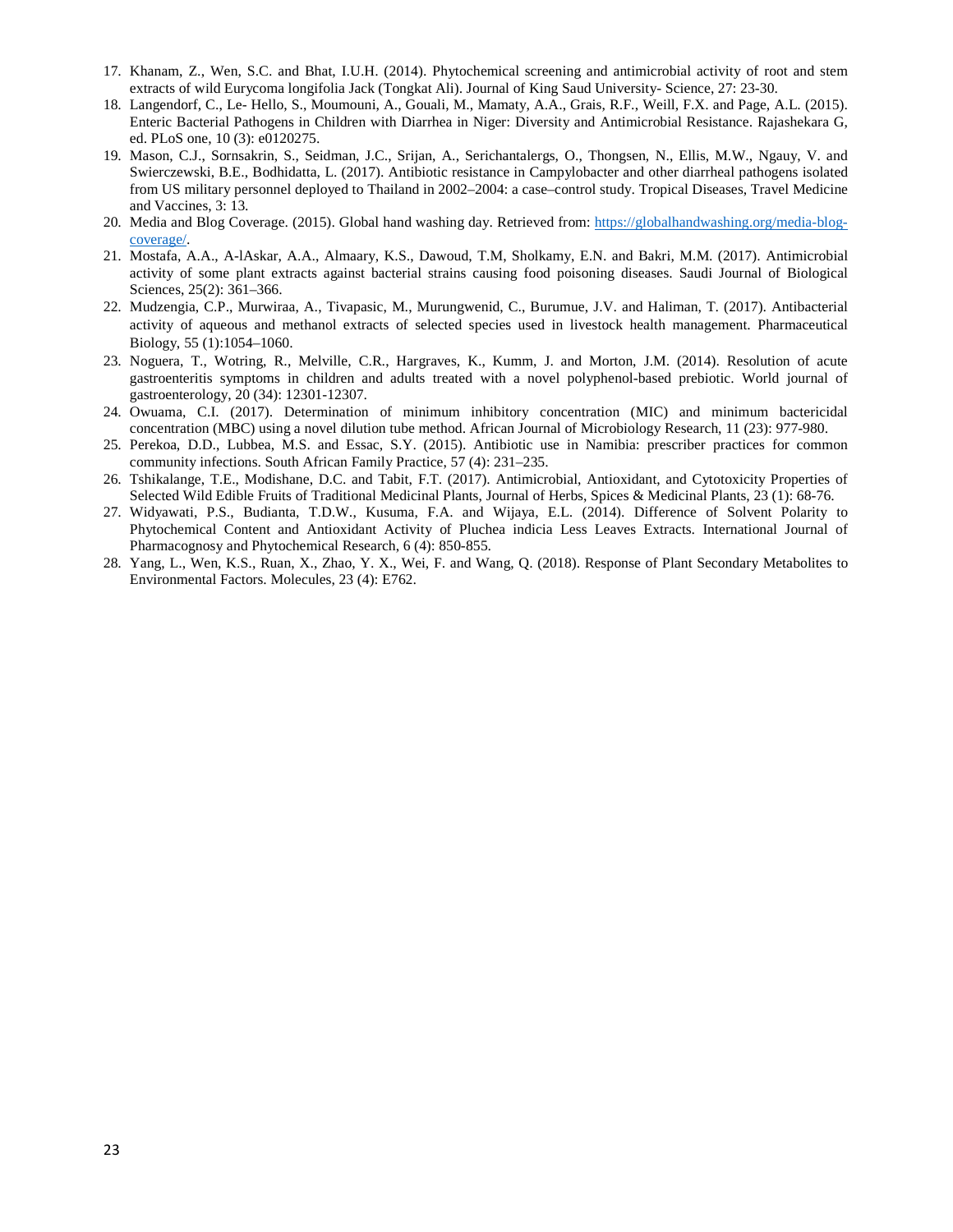17. Khanam, Z., Wen, S.C. and Bhat, I.U.H. (2014). Phytochemical screening and antimicrobial activity of root and stem extracts of wild Eurycoma longifolia Jack (Tongkat Ali). Journal of King Saud University- Science, 27: 23-30.
18. Langendorf, C., Le- Hello, S., Moumouni, A., Gouali, M., Mamaty, A.A., Grais, R.F., Weill, F.X. and Page, A.L. (2015). Enteric Bacterial Pathogens in Children with Diarrhea in Niger: Diversity and Antimicrobial Resistance. Rajashekara G, ed. PLoS one, 10 (3): e0120275.
19. Mason, C.J., Sornsakrin, S., Seidman, J.C., Srijan, A., Serichantalergs, O., Thongsen, N., Ellis, M.W., Ngauy, V. and Swierczewski, B.E., Bodhidatta, L. (2017). Antibiotic resistance in Campylobacter and other diarrheal pathogens isolated from US military personnel deployed to Thailand in 2002–2004: a case–control study. Tropical Diseases, Travel Medicine and Vaccines, 3: 13.
20. Media and Blog Coverage. (2015). Global hand washing day. Retrieved from: https://globalhandwashing.org/media-blog-coverage/.
21. Mostafa, A.A., A-lAskar, A.A., Almaary, K.S., Dawoud, T.M, Sholkamy, E.N. and Bakri, M.M. (2017). Antimicrobial activity of some plant extracts against bacterial strains causing food poisoning diseases. Saudi Journal of Biological Sciences, 25(2): 361–366.
22. Mudzengia, C.P., Murwiraa, A., Tivapasic, M., Murungwenid, C., Burumue, J.V. and Haliman, T. (2017). Antibacterial activity of aqueous and methanol extracts of selected species used in livestock health management. Pharmaceutical Biology, 55 (1):1054–1060.
23. Noguera, T., Wotring, R., Melville, C.R., Hargraves, K., Kumm, J. and Morton, J.M. (2014). Resolution of acute gastroenteritis symptoms in children and adults treated with a novel polyphenol-based prebiotic. World journal of gastroenterology, 20 (34): 12301-12307.
24. Owuama, C.I. (2017). Determination of minimum inhibitory concentration (MIC) and minimum bactericidal concentration (MBC) using a novel dilution tube method. African Journal of Microbiology Research, 11 (23): 977-980.
25. Perekoa, D.D., Lubbea, M.S. and Essac, S.Y. (2015). Antibiotic use in Namibia: prescriber practices for common community infections. South African Family Practice, 57 (4): 231–235.
26. Tshikalange, T.E., Modishane, D.C. and Tabit, F.T. (2017). Antimicrobial, Antioxidant, and Cytotoxicity Properties of Selected Wild Edible Fruits of Traditional Medicinal Plants, Journal of Herbs, Spices & Medicinal Plants, 23 (1): 68-76.
27. Widyawati, P.S., Budianta, T.D.W., Kusuma, F.A. and Wijaya, E.L. (2014). Difference of Solvent Polarity to Phytochemical Content and Antioxidant Activity of Pluchea indicia Less Leaves Extracts. International Journal of Pharmacognosy and Phytochemical Research, 6 (4): 850-855.
28. Yang, L., Wen, K.S., Ruan, X., Zhao, Y. X., Wei, F. and Wang, Q. (2018). Response of Plant Secondary Metabolites to Environmental Factors. Molecules, 23 (4): E762.